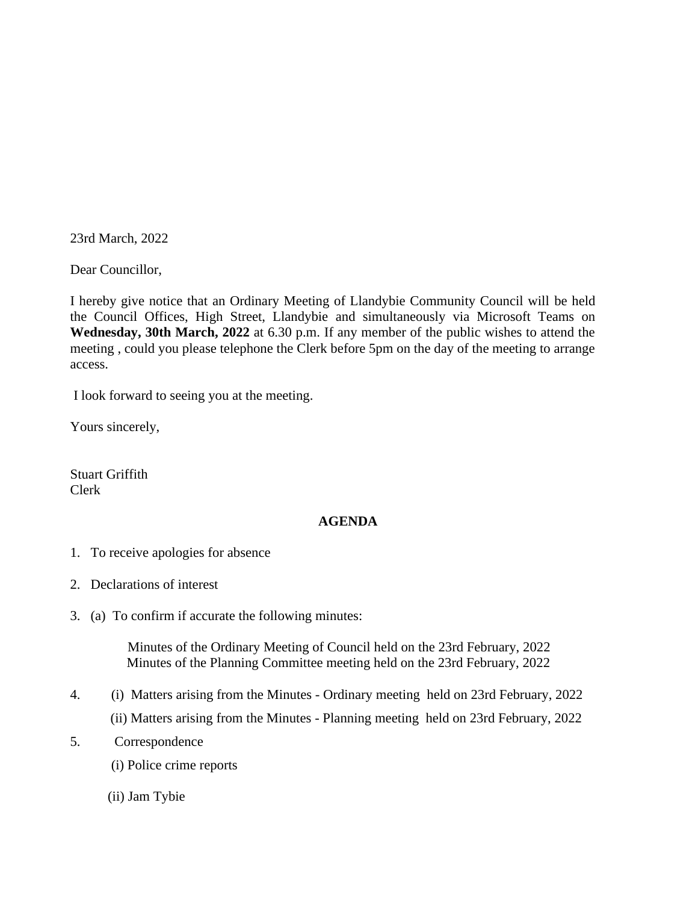23rd March, 2022

Dear Councillor,

I hereby give notice that an Ordinary Meeting of Llandybie Community Council will be held the Council Offices, High Street, Llandybie and simultaneously via Microsoft Teams on **Wednesday, 30th March, 2022** at 6.30 p.m. If any member of the public wishes to attend the meeting , could you please telephone the Clerk before 5pm on the day of the meeting to arrange access.

I look forward to seeing you at the meeting.

Yours sincerely,

Stuart Griffith
Clerk

**AGENDA**

1. To receive apologies for absence

2. Declarations of interest

3. (a) To confirm if accurate the following minutes:

   Minutes of the Ordinary Meeting of Council held on the 23rd February, 2022
   Minutes of the Planning Committee meeting held on the 23rd February, 2022

4. (i) Matters arising from the Minutes - Ordinary meeting held on 23rd February, 2022

   (ii) Matters arising from the Minutes - Planning meeting held on 23rd February, 2022

5. Correspondence

   (i) Police crime reports

   (ii) Jam Tybie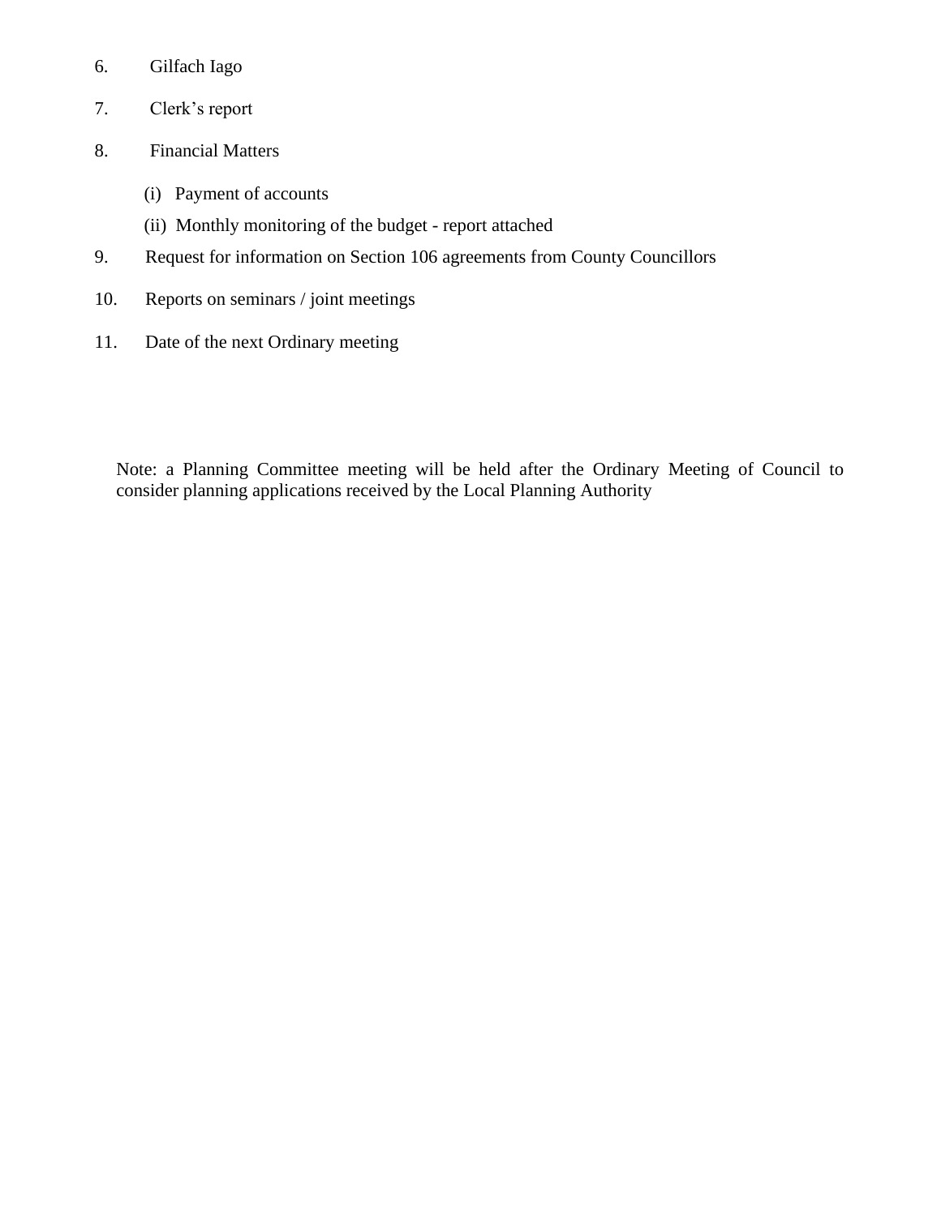6. Gilfach Iago

7. Clerk's report

8. Financial Matters

   (i) Payment of accounts

   (ii) Monthly monitoring of the budget - report attached

9. Request for information on Section 106 agreements from County Councillors

10. Reports on seminars / joint meetings

11. Date of the next Ordinary meeting

Note: a Planning Committee meeting will be held after the Ordinary Meeting of Council to consider planning applications received by the Local Planning Authority